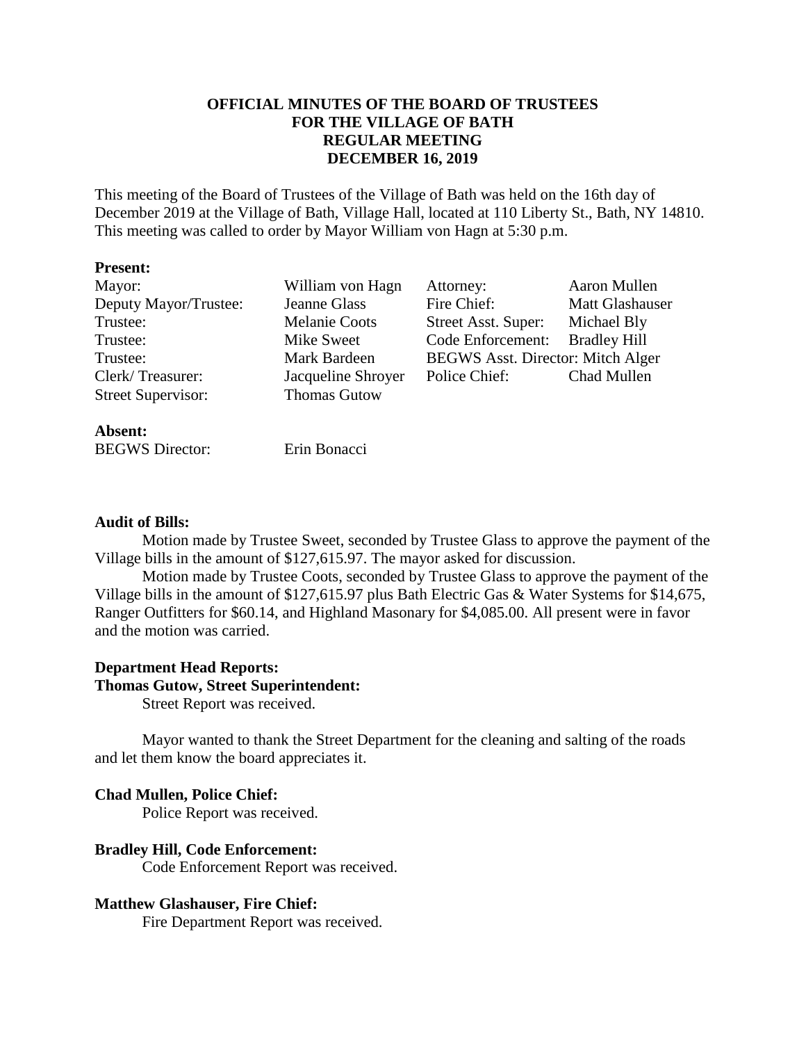**OFFICIAL MINUTES OF THE BOARD OF TRUSTEES**
**FOR THE VILLAGE OF BATH**
**REGULAR MEETING**
**DECEMBER 16, 2019**

This meeting of the Board of Trustees of the Village of Bath was held on the 16th day of December 2019 at the Village of Bath, Village Hall, located at 110 Liberty St., Bath, NY 14810. This meeting was called to order by Mayor William von Hagn at 5:30 p.m.

**Present:**

| | | | |
|---|---|---|---|
| Mayor: | William von Hagn | Attorney: | Aaron Mullen |
| Deputy Mayor/Trustee: | Jeanne Glass | Fire Chief: | Matt Glashauser |
| Trustee: | Melanie Coots | Street Asst. Super: | Michael Bly |
| Trustee: | Mike Sweet | Code Enforcement: | Bradley Hill |
| Trustee: | Mark Bardeen | BEGWS Asst. Director: | Mitch Alger |
| Clerk/ Treasurer: | Jacqueline Shroyer | Police Chief: | Chad Mullen |
| Street Supervisor: | Thomas Gutow | | |

**Absent:**

BEGWS Director: Erin Bonacci

**Audit of Bills:**

Motion made by Trustee Sweet, seconded by Trustee Glass to approve the payment of the Village bills in the amount of $127,615.97. The mayor asked for discussion.

Motion made by Trustee Coots, seconded by Trustee Glass to approve the payment of the Village bills in the amount of $127,615.97 plus Bath Electric Gas & Water Systems for $14,675, Ranger Outfitters for $60.14, and Highland Masonary for $4,085.00. All present were in favor and the motion was carried.

**Department Head Reports:**

**Thomas Gutow, Street Superintendent:**

Street Report was received.

Mayor wanted to thank the Street Department for the cleaning and salting of the roads and let them know the board appreciates it.

**Chad Mullen, Police Chief:**

Police Report was received.

**Bradley Hill, Code Enforcement:**

Code Enforcement Report was received.

**Matthew Glashauser, Fire Chief:**

Fire Department Report was received.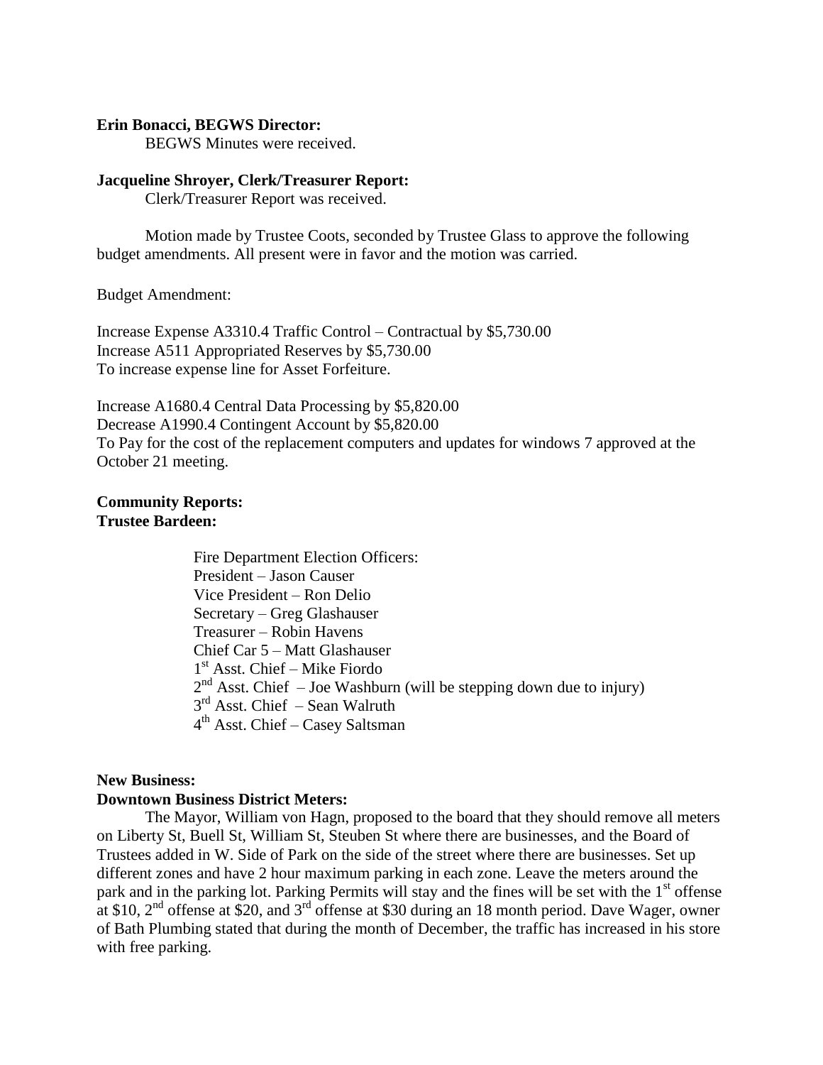**Erin Bonacci, BEGWS Director:**

BEGWS Minutes were received.

**Jacqueline Shroyer, Clerk/Treasurer Report:**

Clerk/Treasurer Report was received.

Motion made by Trustee Coots, seconded by Trustee Glass to approve the following budget amendments. All present were in favor and the motion was carried.

Budget Amendment:

Increase Expense A3310.4 Traffic Control – Contractual by $5,730.00
Increase A511 Appropriated Reserves by $5,730.00
To increase expense line for Asset Forfeiture.

Increase A1680.4 Central Data Processing by $5,820.00
Decrease A1990.4 Contingent Account by $5,820.00
To Pay for the cost of the replacement computers and updates for windows 7 approved at the October 21 meeting.

**Community Reports:**
**Trustee Bardeen:**

Fire Department Election Officers:
President – Jason Causer
Vice President – Ron Delio
Secretary – Greg Glashauser
Treasurer – Robin Havens
Chief Car 5 – Matt Glashauser
1st Asst. Chief – Mike Fiordo
2nd Asst. Chief – Joe Washburn (will be stepping down due to injury)
3rd Asst. Chief – Sean Walruth
4th Asst. Chief – Casey Saltsman

**New Business:**
**Downtown Business District Meters:**

The Mayor, William von Hagn, proposed to the board that they should remove all meters on Liberty St, Buell St, William St, Steuben St where there are businesses, and the Board of Trustees added in W. Side of Park on the side of the street where there are businesses. Set up different zones and have 2 hour maximum parking in each zone. Leave the meters around the park and in the parking lot. Parking Permits will stay and the fines will be set with the 1st offense at $10, 2nd offense at $20, and 3rd offense at $30 during an 18 month period. Dave Wager, owner of Bath Plumbing stated that during the month of December, the traffic has increased in his store with free parking.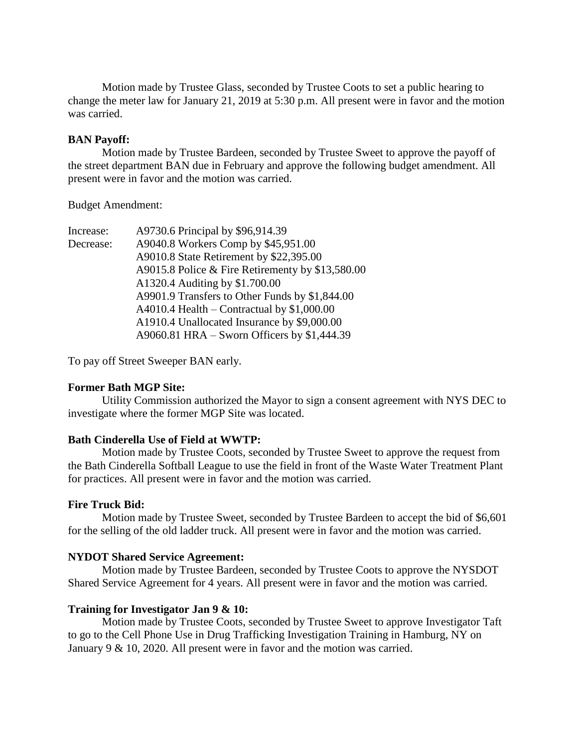Motion made by Trustee Glass, seconded by Trustee Coots to set a public hearing to change the meter law for January 21, 2019 at 5:30 p.m. All present were in favor and the motion was carried.

**BAN Payoff:**

Motion made by Trustee Bardeen, seconded by Trustee Sweet to approve the payoff of the street department BAN due in February and approve the following budget amendment. All present were in favor and the motion was carried.

Budget Amendment:

| | |
|---|---|
| Increase: | A9730.6 Principal by $96,914.39 |
| Decrease: | A9040.8 Workers Comp by $45,951.00 |
| | A9010.8 State Retirement by $22,395.00 |
| | A9015.8 Police & Fire Retirementy by $13,580.00 |
| | A1320.4 Auditing by $1.700.00 |
| | A9901.9 Transfers to Other Funds by $1,844.00 |
| | A4010.4 Health – Contractual by $1,000.00 |
| | A1910.4 Unallocated Insurance by $9,000.00 |
| | A9060.81 HRA – Sworn Officers by $1,444.39 |

To pay off Street Sweeper BAN early.

**Former Bath MGP Site:**

Utility Commission authorized the Mayor to sign a consent agreement with NYS DEC to investigate where the former MGP Site was located.

**Bath Cinderella Use of Field at WWTP:**

Motion made by Trustee Coots, seconded by Trustee Sweet to approve the request from the Bath Cinderella Softball League to use the field in front of the Waste Water Treatment Plant for practices. All present were in favor and the motion was carried.

**Fire Truck Bid:**

Motion made by Trustee Sweet, seconded by Trustee Bardeen to accept the bid of $6,601 for the selling of the old ladder truck. All present were in favor and the motion was carried.

**NYDOT Shared Service Agreement:**

Motion made by Trustee Bardeen, seconded by Trustee Coots to approve the NYSDOT Shared Service Agreement for 4 years. All present were in favor and the motion was carried.

**Training for Investigator Jan 9 & 10:**

Motion made by Trustee Coots, seconded by Trustee Sweet to approve Investigator Taft to go to the Cell Phone Use in Drug Trafficking Investigation Training in Hamburg, NY on January 9 & 10, 2020. All present were in favor and the motion was carried.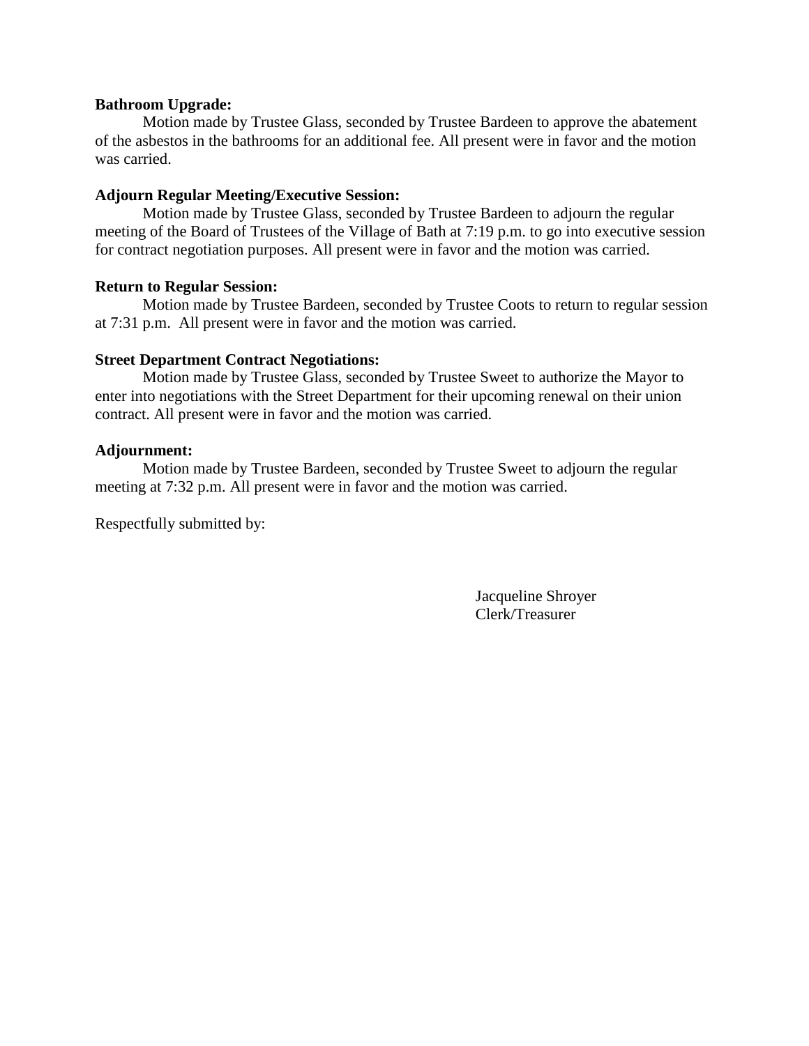**Bathroom Upgrade:**

Motion made by Trustee Glass, seconded by Trustee Bardeen to approve the abatement of the asbestos in the bathrooms for an additional fee. All present were in favor and the motion was carried.

**Adjourn Regular Meeting/Executive Session:**

Motion made by Trustee Glass, seconded by Trustee Bardeen to adjourn the regular meeting of the Board of Trustees of the Village of Bath at 7:19 p.m. to go into executive session for contract negotiation purposes. All present were in favor and the motion was carried.

**Return to Regular Session:**

Motion made by Trustee Bardeen, seconded by Trustee Coots to return to regular session at 7:31 p.m. All present were in favor and the motion was carried.

**Street Department Contract Negotiations:**

Motion made by Trustee Glass, seconded by Trustee Sweet to authorize the Mayor to enter into negotiations with the Street Department for their upcoming renewal on their union contract. All present were in favor and the motion was carried.

**Adjournment:**

Motion made by Trustee Bardeen, seconded by Trustee Sweet to adjourn the regular meeting at 7:32 p.m. All present were in favor and the motion was carried.

Respectfully submitted by:

Jacqueline Shroyer
Clerk/Treasurer